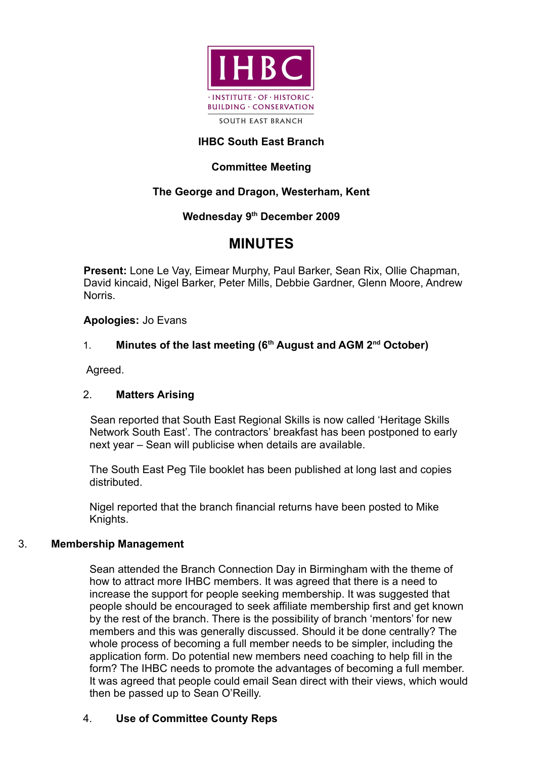IHBC
· INSTITUTE · OF · HISTORIC ·
BUILDING · CONSERVATION
SOUTH EAST BRANCH

**IHBC South East Branch**

**Committee Meeting**

**The George and Dragon, Westerham, Kent**

**Wednesday 9th December 2009**

# MINUTES

**Present:** Lone Le Vay, Eimear Murphy, Paul Barker, Sean Rix, Ollie Chapman, David kincaid, Nigel Barker, Peter Mills, Debbie Gardner, Glenn Moore, Andrew Norris.

**Apologies:** Jo Evans

## 1. Minutes of the last meeting (6th August and AGM 2nd October)

Agreed.

## 2. Matters Arising

Sean reported that South East Regional Skills is now called 'Heritage Skills Network South East'. The contractors' breakfast has been postponed to early next year – Sean will publicise when details are available.

The South East Peg Tile booklet has been published at long last and copies distributed.

Nigel reported that the branch financial returns have been posted to Mike Knights.

## 3. Membership Management

Sean attended the Branch Connection Day in Birmingham with the theme of how to attract more IHBC members. It was agreed that there is a need to increase the support for people seeking membership. It was suggested that people should be encouraged to seek affiliate membership first and get known by the rest of the branch. There is the possibility of branch 'mentors' for new members and this was generally discussed. Should it be done centrally? The whole process of becoming a full member needs to be simpler, including the application form. Do potential new members need coaching to help fill in the form? The IHBC needs to promote the advantages of becoming a full member. It was agreed that people could email Sean direct with their views, which would then be passed up to Sean O'Reilly.

## 4. Use of Committee County Reps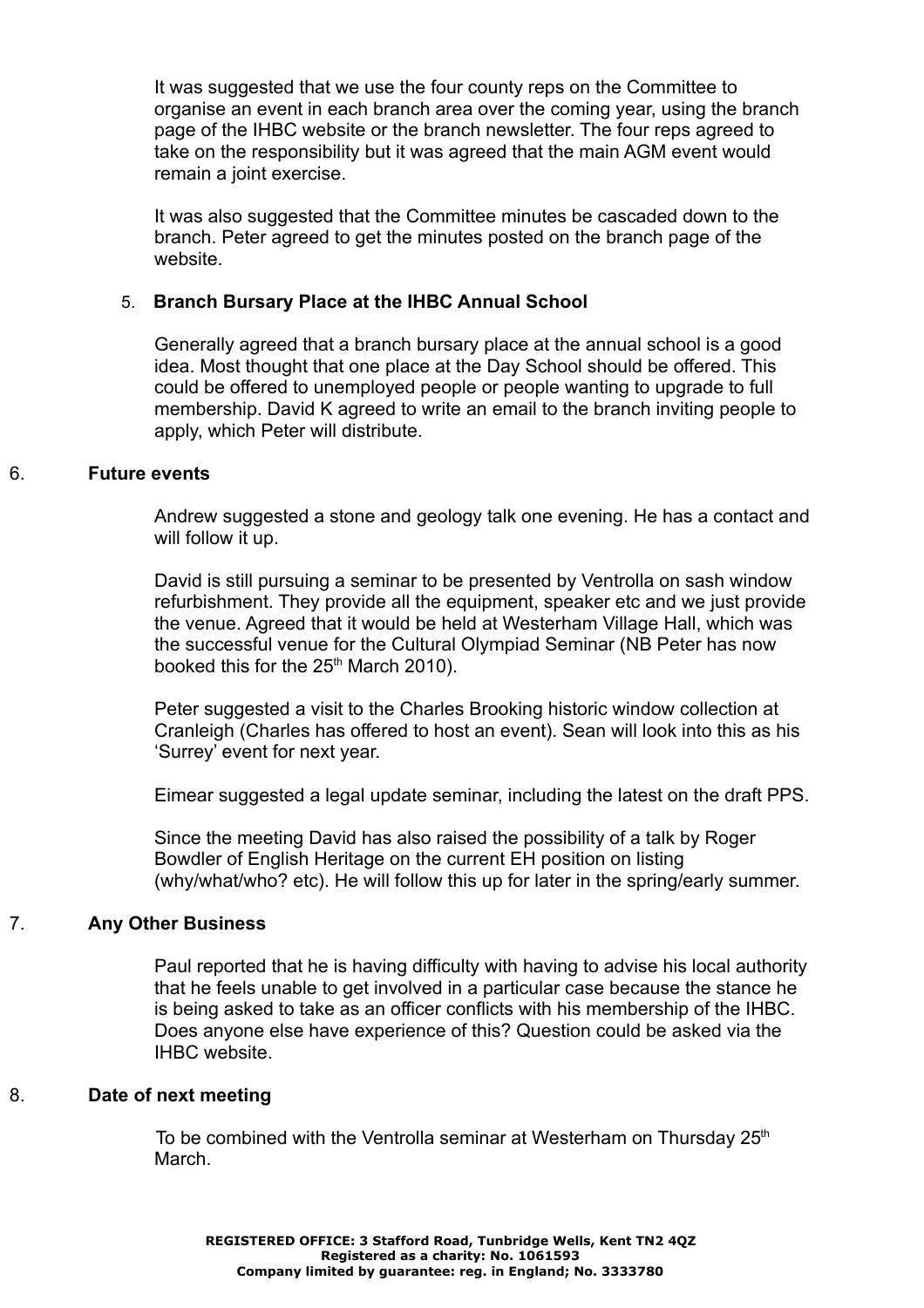It was suggested that we use the four county reps on the Committee to organise an event in each branch area over the coming year, using the branch page of the IHBC website or the branch newsletter. The four reps agreed to take on the responsibility but it was agreed that the main AGM event would remain a joint exercise.

It was also suggested that the Committee minutes be cascaded down to the branch. Peter agreed to get the minutes posted on the branch page of the website.

5. **Branch Bursary Place at the IHBC Annual School**

Generally agreed that a branch bursary place at the annual school is a good idea. Most thought that one place at the Day School should be offered. This could be offered to unemployed people or people wanting to upgrade to full membership. David K agreed to write an email to the branch inviting people to apply, which Peter will distribute.

6. **Future events**

Andrew suggested a stone and geology talk one evening. He has a contact and will follow it up.

David is still pursuing a seminar to be presented by Ventrolla on sash window refurbishment. They provide all the equipment, speaker etc and we just provide the venue. Agreed that it would be held at Westerham Village Hall, which was the successful venue for the Cultural Olympiad Seminar (NB Peter has now booked this for the 25th March 2010).

Peter suggested a visit to the Charles Brooking historic window collection at Cranleigh (Charles has offered to host an event). Sean will look into this as his 'Surrey' event for next year.

Eimear suggested a legal update seminar, including the latest on the draft PPS.

Since the meeting David has also raised the possibility of a talk by Roger Bowdler of English Heritage on the current EH position on listing (why/what/who? etc). He will follow this up for later in the spring/early summer.

7. **Any Other Business**

Paul reported that he is having difficulty with having to advise his local authority that he feels unable to get involved in a particular case because the stance he is being asked to take as an officer conflicts with his membership of the IHBC. Does anyone else have experience of this? Question could be asked via the IHBC website.

8. **Date of next meeting**

To be combined with the Ventrolla seminar at Westerham on Thursday 25th March.

**REGISTERED OFFICE: 3 Stafford Road, Tunbridge Wells, Kent TN2 4QZ**
**Registered as a charity: No. 1061593**
**Company limited by guarantee: reg. in England; No. 3333780**